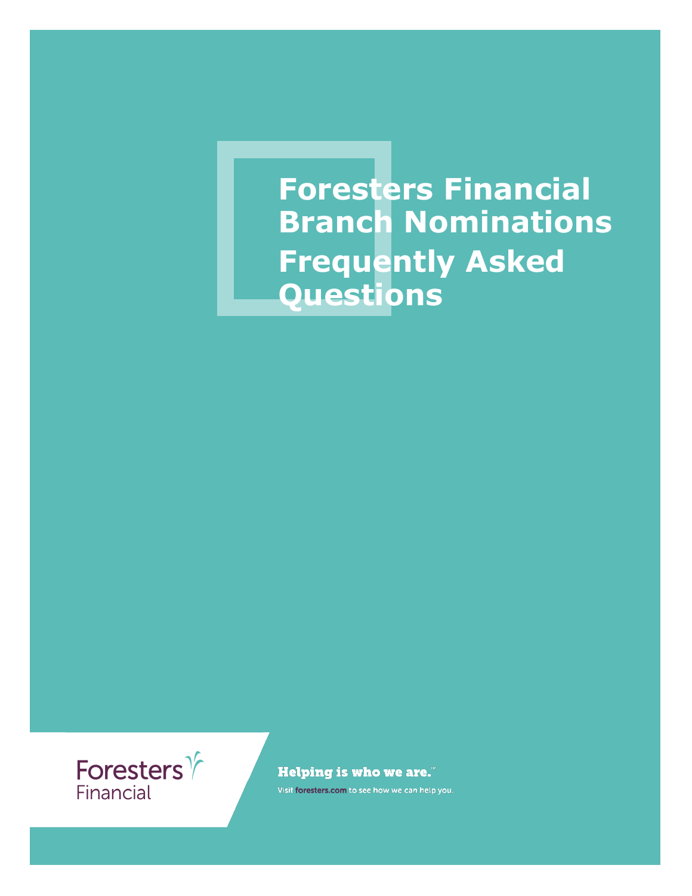# Foresters Financial Branch Nominations Frequently Asked Questions

Foresters Financial

**Helping is who we are.**™

Visit **foresters.com** to see how we can help you.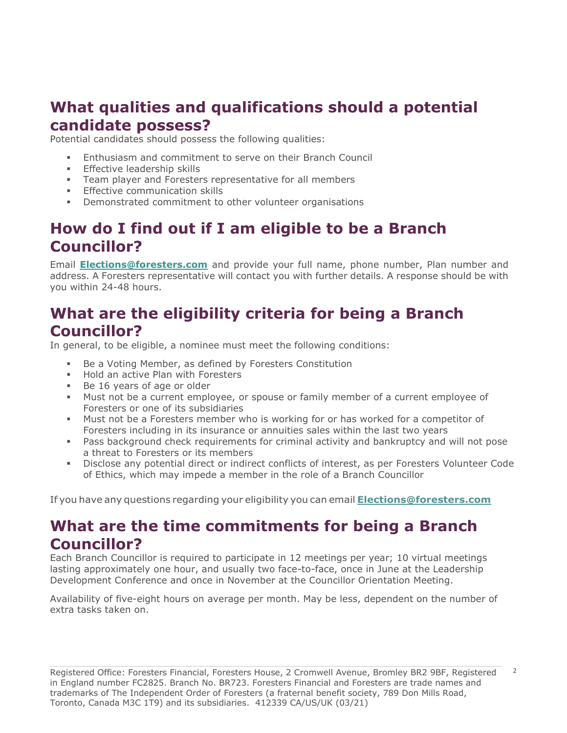## What qualities and qualifications should a potential candidate possess?

Potential candidates should possess the following qualities:

- Enthusiasm and commitment to serve on their Branch Council
- Effective leadership skills
- Team player and Foresters representative for all members
- Effective communication skills
- Demonstrated commitment to other volunteer organisations

## How do I find out if I am eligible to be a Branch Councillor?

Email **Elections@foresters.com** and provide your full name, phone number, Plan number and address. A Foresters representative will contact you with further details. A response should be with you within 24-48 hours.

## What are the eligibility criteria for being a Branch Councillor?

In general, to be eligible, a nominee must meet the following conditions:

- Be a Voting Member, as defined by Foresters Constitution
- Hold an active Plan with Foresters
- Be 16 years of age or older
- Must not be a current employee, or spouse or family member of a current employee of Foresters or one of its subsidiaries
- Must not be a Foresters member who is working for or has worked for a competitor of Foresters including in its insurance or annuities sales within the last two years
- Pass background check requirements for criminal activity and bankruptcy and will not pose a threat to Foresters or its members
- Disclose any potential direct or indirect conflicts of interest, as per Foresters Volunteer Code of Ethics, which may impede a member in the role of a Branch Councillor

If you have any questions regarding your eligibility you can email **Elections@foresters.com**

## What are the time commitments for being a Branch Councillor?

Each Branch Councillor is required to participate in 12 meetings per year; 10 virtual meetings lasting approximately one hour, and usually two face-to-face, once in June at the Leadership Development Conference and once in November at the Councillor Orientation Meeting.

Availability of five-eight hours on average per month. May be less, dependent on the number of extra tasks taken on.

Registered Office: Foresters Financial, Foresters House, 2 Cromwell Avenue, Bromley BR2 9BF, Registered in England number FC2825. Branch No. BR723. Foresters Financial and Foresters are trade names and trademarks of The Independent Order of Foresters (a fraternal benefit society, 789 Don Mills Road, Toronto, Canada M3C 1T9) and its subsidiaries. 412339 CA/US/UK (03/21)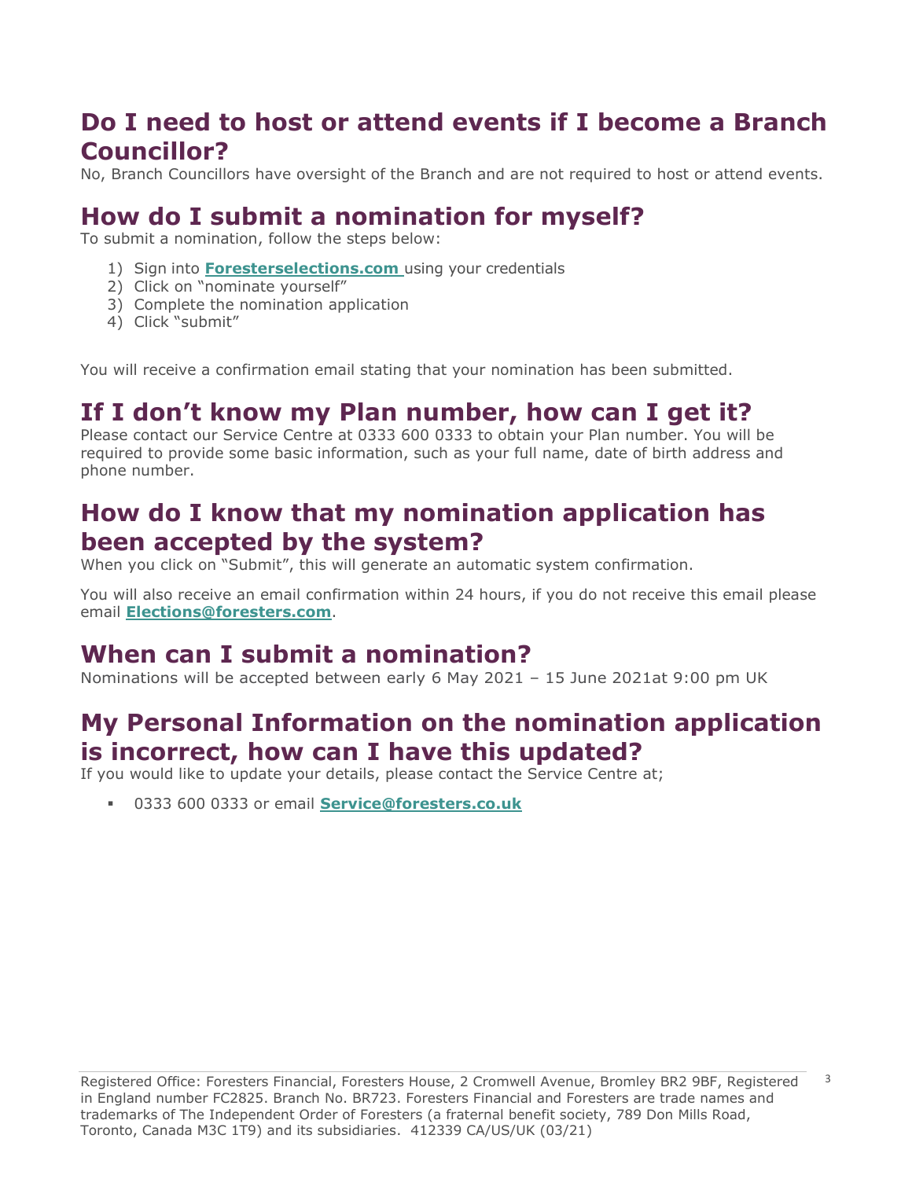## Do I need to host or attend events if I become a Branch Councillor?

No, Branch Councillors have oversight of the Branch and are not required to host or attend events.

## How do I submit a nomination for myself?

To submit a nomination, follow the steps below:

1) Sign into **Foresterselections.com** using your credentials
2) Click on "nominate yourself"
3) Complete the nomination application
4) Click "submit"

You will receive a confirmation email stating that your nomination has been submitted.

## If I don't know my Plan number, how can I get it?

Please contact our Service Centre at 0333 600 0333 to obtain your Plan number. You will be required to provide some basic information, such as your full name, date of birth address and phone number.

## How do I know that my nomination application has been accepted by the system?

When you click on "Submit", this will generate an automatic system confirmation.

You will also receive an email confirmation within 24 hours, if you do not receive this email please email **Elections@foresters.com**.

## When can I submit a nomination?

Nominations will be accepted between early 6 May 2021 – 15 June 2021at 9:00 pm UK

## My Personal Information on the nomination application is incorrect, how can I have this updated?

If you would like to update your details, please contact the Service Centre at;

- 0333 600 0333 or email **Service@foresters.co.uk**

Registered Office: Foresters Financial, Foresters House, 2 Cromwell Avenue, Bromley BR2 9BF, Registered in England number FC2825. Branch No. BR723. Foresters Financial and Foresters are trade names and trademarks of The Independent Order of Foresters (a fraternal benefit society, 789 Don Mills Road, Toronto, Canada M3C 1T9) and its subsidiaries. 412339 CA/US/UK (03/21)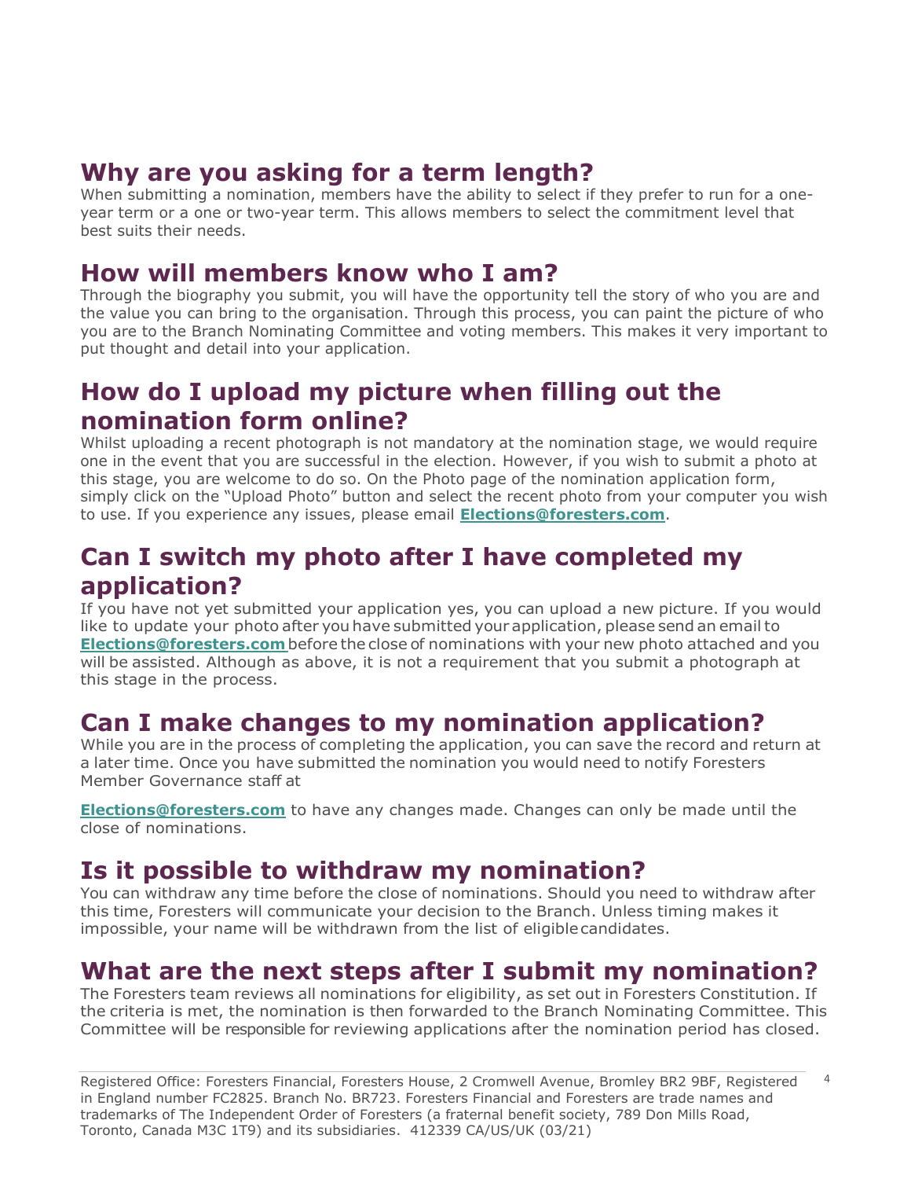## Why are you asking for a term length?

When submitting a nomination, members have the ability to select if they prefer to run for a one-year term or a one or two-year term. This allows members to select the commitment level that best suits their needs.

## How will members know who I am?

Through the biography you submit, you will have the opportunity tell the story of who you are and the value you can bring to the organisation. Through this process, you can paint the picture of who you are to the Branch Nominating Committee and voting members. This makes it very important to put thought and detail into your application.

## How do I upload my picture when filling out the nomination form online?

Whilst uploading a recent photograph is not mandatory at the nomination stage, we would require one in the event that you are successful in the election. However, if you wish to submit a photo at this stage, you are welcome to do so. On the Photo page of the nomination application form, simply click on the "Upload Photo" button and select the recent photo from your computer you wish to use. If you experience any issues, please email **Elections@foresters.com**.

## Can I switch my photo after I have completed my application?

If you have not yet submitted your application yes, you can upload a new picture. If you would like to update your photo after you have submitted your application, please send an email to **Elections@foresters.com** before the close of nominations with your new photo attached and you will be assisted. Although as above, it is not a requirement that you submit a photograph at this stage in the process.

## Can I make changes to my nomination application?

While you are in the process of completing the application, you can save the record and return at a later time. Once you have submitted the nomination you would need to notify Foresters Member Governance staff at

**Elections@foresters.com** to have any changes made. Changes can only be made until the close of nominations.

## Is it possible to withdraw my nomination?

You can withdraw any time before the close of nominations. Should you need to withdraw after this time, Foresters will communicate your decision to the Branch. Unless timing makes it impossible, your name will be withdrawn from the list of eligible candidates.

## What are the next steps after I submit my nomination?

The Foresters team reviews all nominations for eligibility, as set out in Foresters Constitution. If the criteria is met, the nomination is then forwarded to the Branch Nominating Committee. This Committee will be responsible for reviewing applications after the nomination period has closed.

Registered Office: Foresters Financial, Foresters House, 2 Cromwell Avenue, Bromley BR2 9BF, Registered in England number FC2825. Branch No. BR723. Foresters Financial and Foresters are trade names and trademarks of The Independent Order of Foresters (a fraternal benefit society, 789 Don Mills Road, Toronto, Canada M3C 1T9) and its subsidiaries. 412339 CA/US/UK (03/21)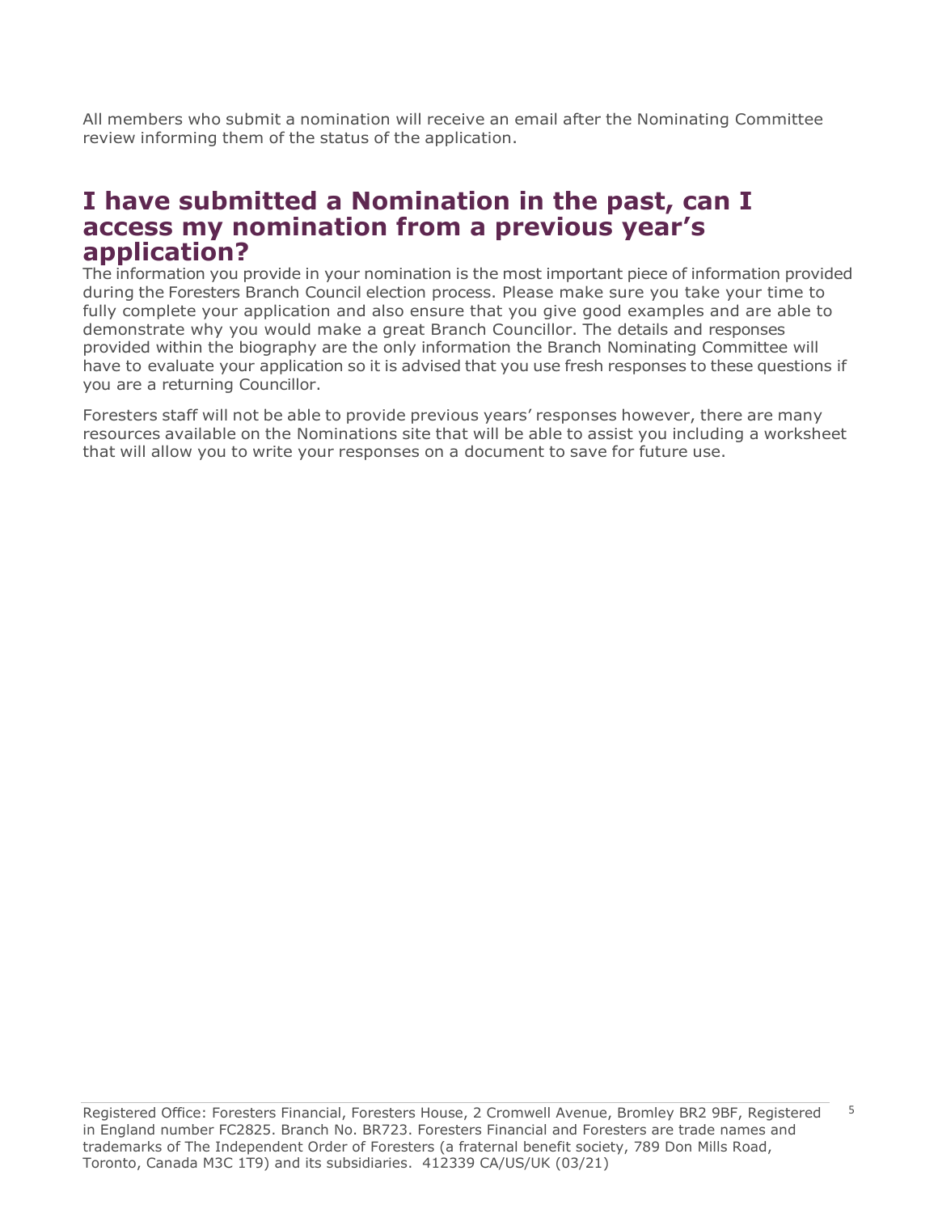All members who submit a nomination will receive an email after the Nominating Committee review informing them of the status of the application.

## I have submitted a Nomination in the past, can I access my nomination from a previous year's application?

The information you provide in your nomination is the most important piece of information provided during the Foresters Branch Council election process. Please make sure you take your time to fully complete your application and also ensure that you give good examples and are able to demonstrate why you would make a great Branch Councillor. The details and responses provided within the biography are the only information the Branch Nominating Committee will have to evaluate your application so it is advised that you use fresh responses to these questions if you are a returning Councillor.

Foresters staff will not be able to provide previous years' responses however, there are many resources available on the Nominations site that will be able to assist you including a worksheet that will allow you to write your responses on a document to save for future use.

Registered Office: Foresters Financial, Foresters House, 2 Cromwell Avenue, Bromley BR2 9BF, Registered in England number FC2825. Branch No. BR723. Foresters Financial and Foresters are trade names and trademarks of The Independent Order of Foresters (a fraternal benefit society, 789 Don Mills Road, Toronto, Canada M3C 1T9) and its subsidiaries. 412339 CA/US/UK (03/21)